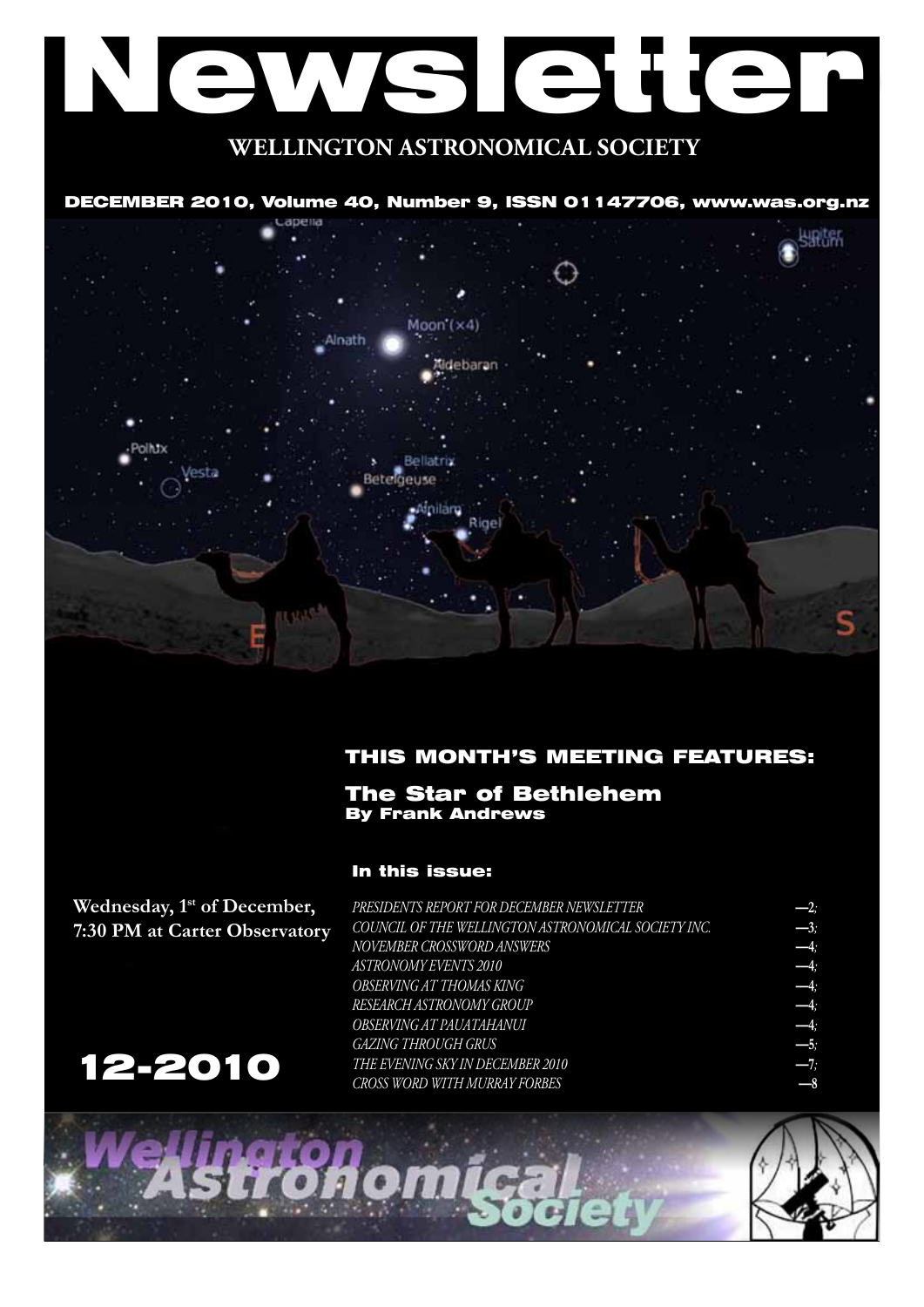# Newsletter

## WELLINGTON ASTRONOMICAL SOCIETY

**DECEMBER 2010, Volume 40, Number 9, ISSN 01147706, www.was.org.nz**

## THIS MONTH'S MEETING FEATURES:

### The Star of Bethlehem
**By Frank Andrews**

**Wednesday, 1st of December, 7:30 PM at Carter Observatory**

**12-2010**

### In this issue:

| | |
|---|---|
| *PRESIDENTS REPORT FOR DECEMBER NEWSLETTER* | —2; |
| *COUNCIL OF THE WELLINGTON ASTRONOMICAL SOCIETY INC.* | —3; |
| *NOVEMBER CROSSWORD ANSWERS* | —4; |
| *ASTRONOMY EVENTS 2010* | —4; |
| *OBSERVING AT THOMAS KING* | —4; |
| *RESEARCH ASTRONOMY GROUP* | —4; |
| *OBSERVING AT PAUATAHANUI* | —4; |
| *GAZING THROUGH GRUS* | —5; |
| *THE EVENING SKY IN DECEMBER 2010* | —7; |
| *CROSS WORD WITH MURRAY FORBES* | —8 |

Wellington Astronomical Society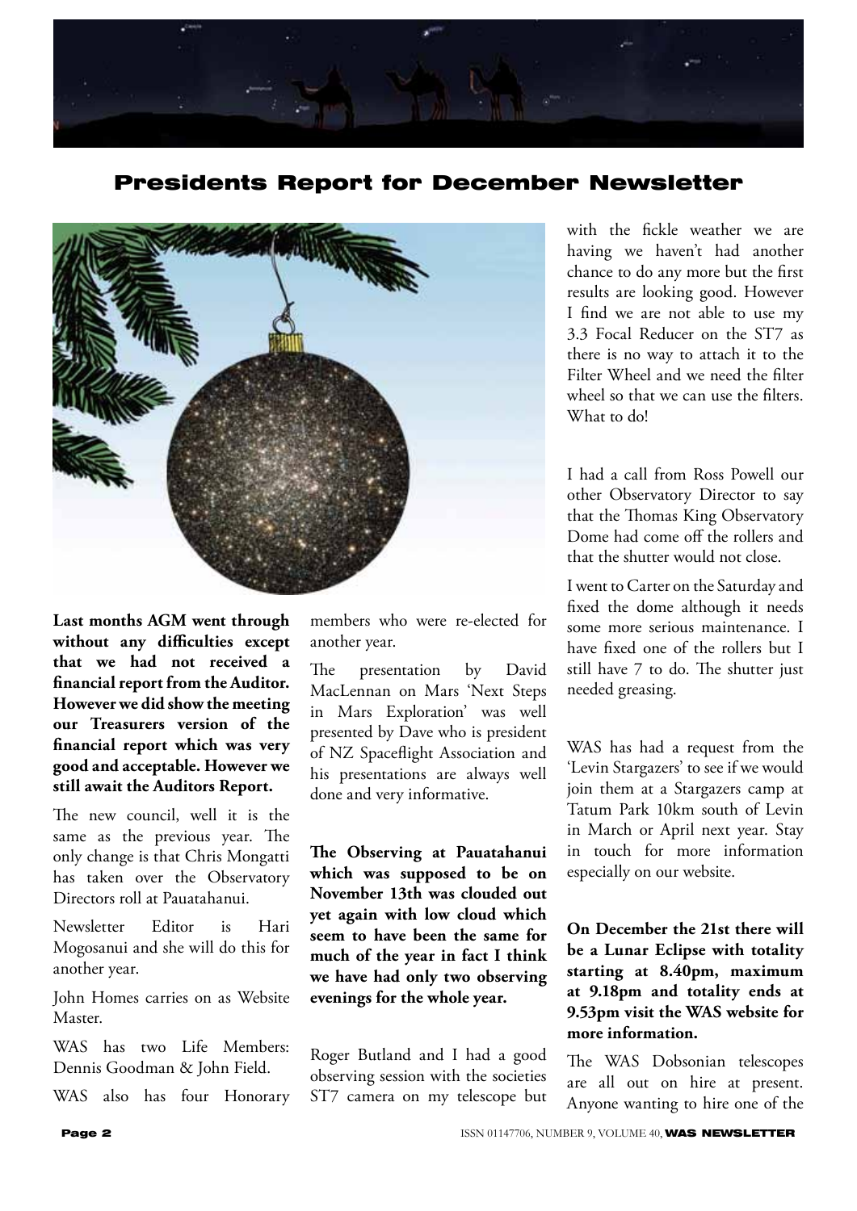# Presidents Report for December Newsletter

**Last months AGM went through without any difficulties except that we had not received a financial report from the Auditor. However we did show the meeting our Treasurers version of the financial report which was very good and acceptable. However we still await the Auditors Report.**

The new council, well it is the same as the previous year. The only change is that Chris Mongatti has taken over the Observatory Directors roll at Pauatahanui.

Newsletter Editor is Hari Mogosanui and she will do this for another year.

John Homes carries on as Website Master.

WAS has two Life Members: Dennis Goodman & John Field.

WAS also has four Honorary members who were re-elected for another year.

The presentation by David MacLennan on Mars 'Next Steps in Mars Exploration' was well presented by Dave who is president of NZ Spaceflight Association and his presentations are always well done and very informative.

**The Observing at Pauatahanui which was supposed to be on November 13th was clouded out yet again with low cloud which seem to have been the same for much of the year in fact I think we have had only two observing evenings for the whole year.**

Roger Butland and I had a good observing session with the societies ST7 camera on my telescope but with the fickle weather we are having we haven't had another chance to do any more but the first results are looking good. However I find we are not able to use my 3.3 Focal Reducer on the ST7 as there is no way to attach it to the Filter Wheel and we need the filter wheel so that we can use the filters. What to do!

I had a call from Ross Powell our other Observatory Director to say that the Thomas King Observatory Dome had come off the rollers and that the shutter would not close.

I went to Carter on the Saturday and fixed the dome although it needs some more serious maintenance. I have fixed one of the rollers but I still have 7 to do. The shutter just needed greasing.

WAS has had a request from the 'Levin Stargazers' to see if we would join them at a Stargazers camp at Tatum Park 10km south of Levin in March or April next year. Stay in touch for more information especially on our website.

**On December the 21st there will be a Lunar Eclipse with totality starting at 8.40pm, maximum at 9.18pm and totality ends at 9.53pm visit the WAS website for more information.**

The WAS Dobsonian telescopes are all out on hire at present. Anyone wanting to hire one of the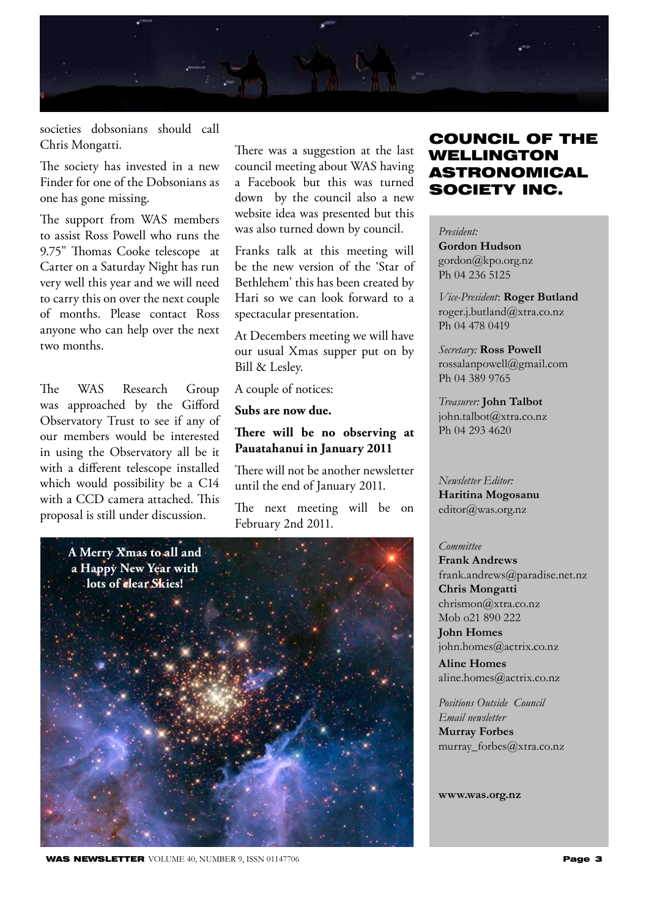societies dobsonians should call Chris Mongatti.

The society has invested in a new Finder for one of the Dobsonians as one has gone missing.

The support from WAS members to assist Ross Powell who runs the 9.75" Thomas Cooke telescope at Carter on a Saturday Night has run very well this year and we will need to carry this on over the next couple of months. Please contact Ross anyone who can help over the next two months.

The WAS Research Group was approached by the Gifford Observatory Trust to see if any of our members would be interested in using the Observatory all be it with a different telescope installed which would possibility be a C14 with a CCD camera attached. This proposal is still under discussion.

There was a suggestion at the last council meeting about WAS having a Facebook but this was turned down by the council also a new website idea was presented but this was also turned down by council.

Franks talk at this meeting will be the new version of the 'Star of Bethlehem' this has been created by Hari so we can look forward to a spectacular presentation.

At Decembers meeting we will have our usual Xmas supper put on by Bill & Lesley.

A couple of notices:

**Subs are now due.**

**There will be no observing at Pauatahanui in January 2011**

There will not be another newsletter until the end of January 2011.

The next meeting will be on February 2nd 2011.

**A Merry Xmas to all and a Happy New Year with lots of clear Skies!**

## COUNCIL OF THE WELLINGTON ASTRONOMICAL SOCIETY INC.

*President:*
**Gordon Hudson**
gordon@kpo.org.nz
Ph 04 236 5125

*Vice-President*: **Roger Butland**
roger.j.butland@xtra.co.nz
Ph 04 478 0419

*Secretary:* **Ross Powell**
rossalanpowell@gmail.com
Ph 04 389 9765

*Treasurer:* **John Talbot**
john.talbot@xtra.co.nz
Ph 04 293 4620

*Newsletter Editor:*
**Haritina Mogosanu**
editor@was.org.nz

*Committee*
**Frank Andrews**
frank.andrews@paradise.net.nz
**Chris Mongatti**
chrismon@xtra.co.nz
Mob o21 890 222
**John Homes**
john.homes@actrix.co.nz
**Aline Homes**
aline.homes@actrix.co.nz

*Positions Outside Council*
*Email newsletter*
**Murray Forbes**
murray_forbes@xtra.co.nz

**www.was.org.nz**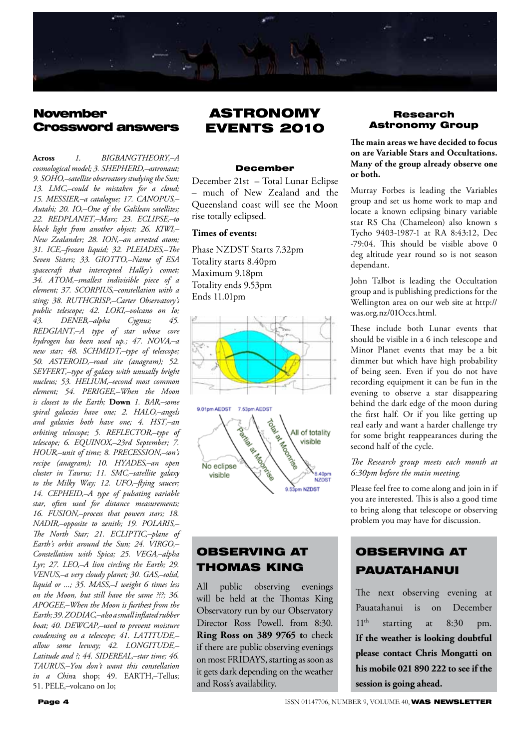## November Crossword answers

**Across** *1. BIGBANGTHEORY,–A cosmological model; 3. SHEPHERD,–astronaut; 9. SOHO,–satellite observatory studying the Sun; 13. LMC,–could be mistaken for a cloud; 15. MESSIER,–a catalogue; 17. CANOPUS,–Autahi; 20. IO,–One of the Galilean satellites; 22. REDPLANET,–Mars; 23. ECLIPSE,–to block light from another object; 26. KIWI,–New Zealander; 28. ION,–an arrested atom; 31. ICE,–frozen liquid; 32. PLEIADES,–The Seven Sisters; 33. GIOTTO,–Name of ESA spacecraft that intercepted Halley's comet; 34. ATOM,–smallest indivisible piece of a element; 37. SCORPIUS,–constellation with a sting; 38. RUTHCRISP,–Carter Observatory's public telescope; 42. LOKI,–volcano on Io; 43. DENEB,–alpha Cygnus; 45. REDGIANT,–A type of star whose core hydrogen has been used up.; 47. NOVA,–a new star; 48. SCHMIDT,–type of telescope; 50. ASTEROID,–road site (anagram); 52. SEYFERT,–type of galaxy with unusally bright nucleus; 53. HELIUM,–second most common element; 54. PERIGEE,–When the Moon is closest to the Earth;* **Down** *1. BAR,–some spiral galaxies have one; 2. HALO,–angels and galaxies both have one; 4. HST,–an orbiting telescope; 5. REFLECTOR,–type of telescope; 6. EQUINOX,–23rd September; 7. HOUR,–unit of time; 8. PRECESSION,–son's recipe (anagram); 10. HYADES,–an open cluster in Taurus; 11. SMC,–satellite galaxy to the Milky Way; 12. UFO,–flying saucer; 14. CEPHEID,–A type of pulsating variable star, often used for distance measurements; 16. FUSION,–process that powers stars; 18. NADIR,–opposite to zenith; 19. POLARIS,–The North Star; 21. ECLIPTIC,–plane of Earth's orbit around the Sun; 24. VIRGO,–Constellation with Spica; 25. VEGA,–alpha Lyr; 27. LEO,–A lion circling the Earth; 29. VENUS,–a very cloudy planet; 30. GAS,–solid, liquid or ...; 35. MASS,–I weight 6 times less on the Moon, but still have the same ???; 36. APOGEE,–When the Moon is furthest from the Earth; 39. ZODIAC,–also a small inflated rubber boat; 40. DEWCAP,–used to prevent moisture condensing on a telescope; 41. LATITUDE,–allow some leeway; 42. LONGITUDE,–Latitude and ?; 44. SIDEREAL,–star time; 46. TAURUS,–You don't want this constellation in a Chin*a shop; 49. EARTH,–Tellus; 51. PELE,–volcano on Io;

## ASTRONOMY EVENTS 2010

### December

December 21st – Total Lunar Eclipse – much of New Zealand and the Queensland coast will see the Moon rise totally eclipsed.

**Times of events:**

Phase NZDST Starts 7.32pm
Totality starts 8.40pm
Maximum 9.18pm
Totality ends 9.53pm
Ends 11.01pm

9.01pm AEDST 7.53pm AEDST
No eclipse visible
Partial at Moonrise
Total at Moonrise
All of totality visible
8.40pm NZDST
9.53pm NZDST

## OBSERVING AT THOMAS KING

All public observing evenings will be held at the Thomas King Observatory run by our Observatory Director Ross Powell. from 8:30. **Ring Ross on 389 9765 t**o check if there are public observing evenings on most FRIDAYS, starting as soon as it gets dark depending on the weather and Ross's availability.

## Research Astronomy Group

**The main areas we have decided to focus on are Variable Stars and Occultations. Many of the group already observe one or both.**

Murray Forbes is leading the Variables group and set us home work to map and locate a known eclipsing binary variable star RS Cha (Chameleon) also known s Tycho 9403-1987-1 at RA 8:43:12, Dec -79:04. This should be visible above 0 deg altitude year round so is not season dependant.

John Talbot is leading the Occultation group and is publishing predictions for the Wellington area on our web site at http://was.org.nz/01Occs.html.

These include both Lunar events that should be visible in a 6 inch telescope and Minor Planet events that may be a bit dimmer but which have high probability of being seen. Even if you do not have recording equipment it can be fun in the evening to observe a star disappearing behind the dark edge of the moon during the first half. Or if you like getting up real early and want a harder challenge try for some bright reappearances during the second half of the cycle.

*The Research group meets each month at 6:30pm before the main meeting.*

Please feel free to come along and join in if you are interested. This is also a good time to bring along that telescope or observing problem you may have for discussion.

## OBSERVING AT PAUATAHANUI

The next observing evening at Pauatahanui is on December 11th starting at 8:30 pm. **If the weather is looking doubtful please contact Chris Mongatti on his mobile 021 890 222 to see if the session is going ahead.**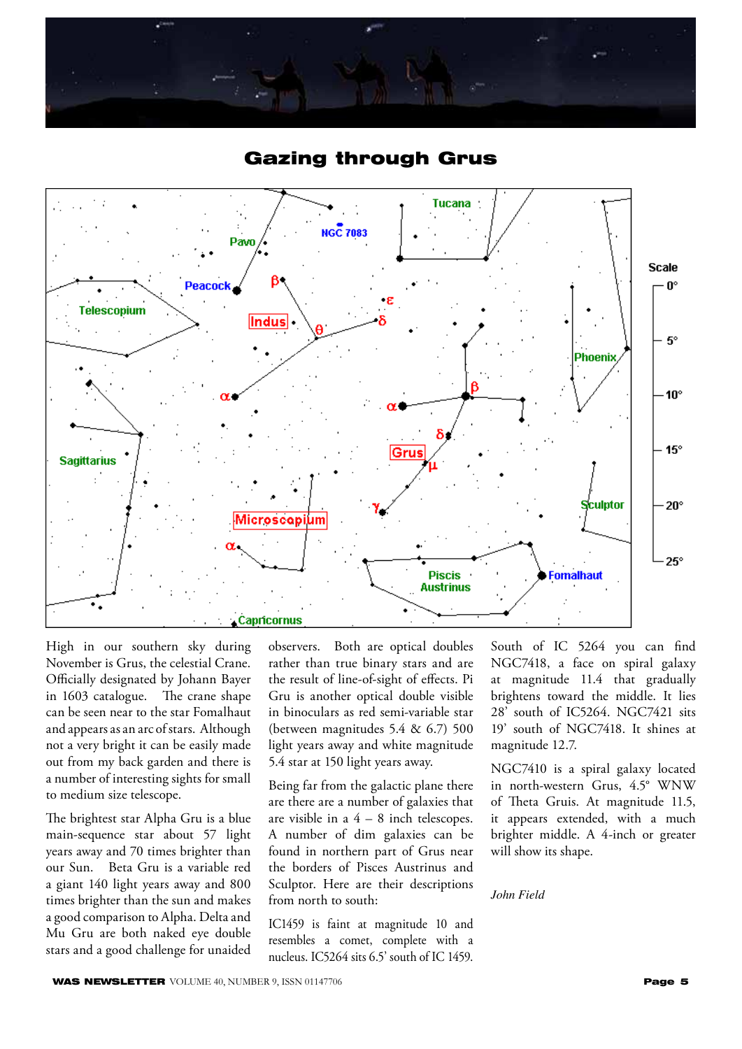# Gazing through Grus

High in our southern sky during November is Grus, the celestial Crane. Officially designated by Johann Bayer in 1603 catalogue. The crane shape can be seen near to the star Fomalhaut and appears as an arc of stars. Although not a very bright it can be easily made out from my back garden and there is a number of interesting sights for small to medium size telescope.

The brightest star Alpha Gru is a blue main-sequence star about 57 light years away and 70 times brighter than our Sun. Beta Gru is a variable red a giant 140 light years away and 800 times brighter than the sun and makes a good comparison to Alpha. Delta and Mu Gru are both naked eye double stars and a good challenge for unaided observers. Both are optical doubles rather than true binary stars and are the result of line-of-sight of effects. Pi Gru is another optical double visible in binoculars as red semi-variable star (between magnitudes 5.4 & 6.7) 500 light years away and white magnitude 5.4 star at 150 light years away.

Being far from the galactic plane there are there are a number of galaxies that are visible in a 4 – 8 inch telescopes. A number of dim galaxies can be found in northern part of Grus near the borders of Pisces Austrinus and Sculptor. Here are their descriptions from north to south:

IC1459 is faint at magnitude 10 and resembles a comet, complete with a nucleus. IC5264 sits 6.5' south of IC 1459. South of IC 5264 you can find NGC7418, a face on spiral galaxy at magnitude 11.4 that gradually brightens toward the middle. It lies 28' south of IC5264. NGC7421 sits 19' south of NGC7418. It shines at magnitude 12.7.

NGC7410 is a spiral galaxy located in north-western Grus, 4.5° WNW of Theta Gruis. At magnitude 11.5, it appears extended, with a much brighter middle. A 4-inch or greater will show its shape.

*John Field*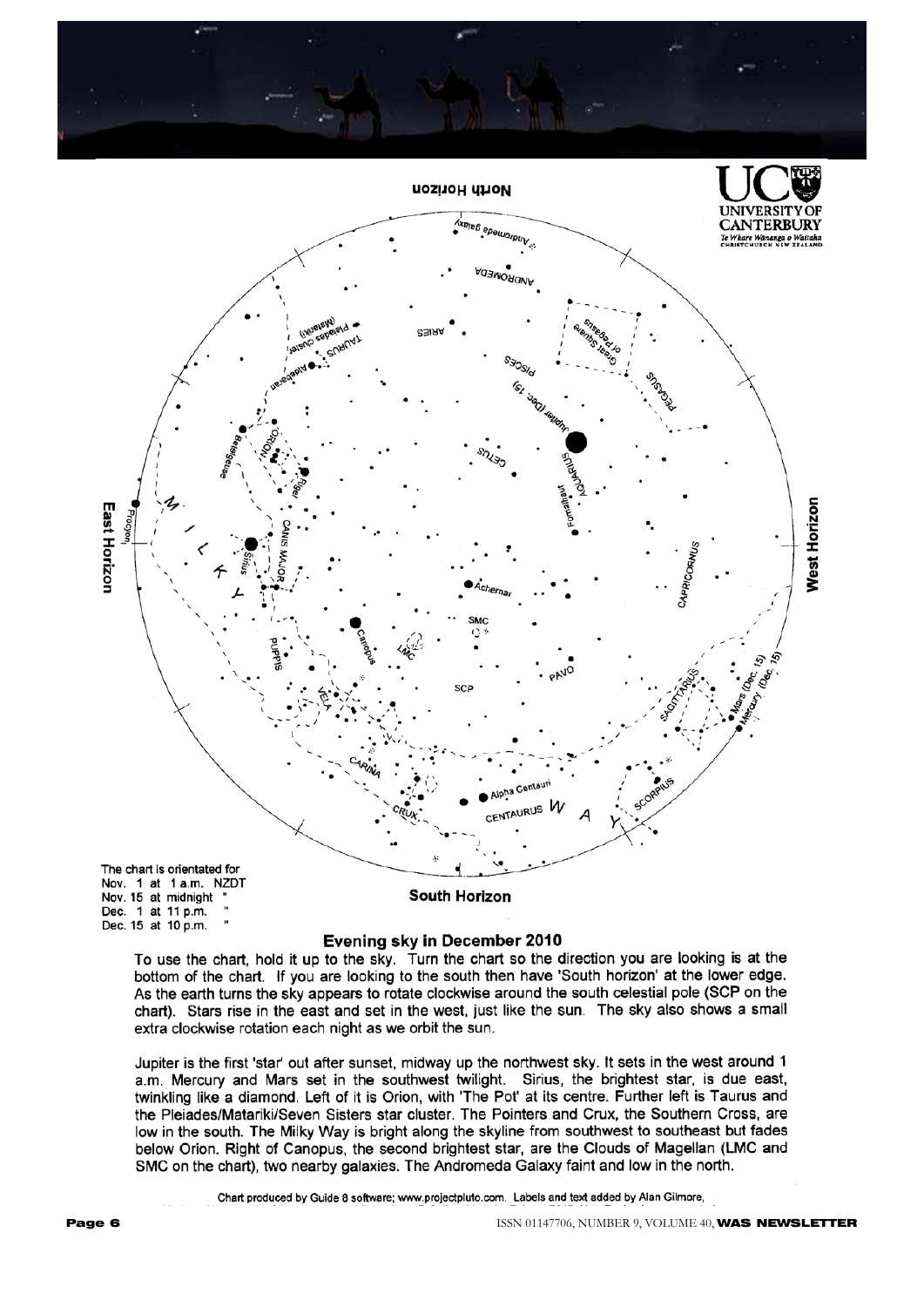The chart is orientated for
Nov. 1 at 1 a.m. NZDT
Nov. 15 at midnight "
Dec. 1 at 11 p.m. "
Dec. 15 at 10 p.m. "

## Evening sky in December 2010

To use the chart, hold it up to the sky. Turn the chart so the direction you are looking is at the bottom of the chart. If you are looking to the south then have 'South horizon' at the lower edge. As the earth turns the sky appears to rotate clockwise around the south celestial pole (SCP on the chart). Stars rise in the east and set in the west, just like the sun. The sky also shows a small extra clockwise rotation each night as we orbit the sun.

Jupiter is the first 'star' out after sunset, midway up the northwest sky. It sets in the west around 1 a.m. Mercury and Mars set in the southwest twilight. Sirius, the brightest star, is due east, twinkling like a diamond. Left of it is Orion, with 'The Pot' at its centre. Further left is Taurus and the Pleiades/Matariki/Seven Sisters star cluster. The Pointers and Crux, the Southern Cross, are low in the south. The Milky Way is bright along the skyline from southwest to southeast but fades below Orion. Right of Canopus, the second brightest star, are the Clouds of Magellan (LMC and SMC on the chart), two nearby galaxies. The Andromeda Galaxy faint and low in the north.

Chart produced by Guide 8 software; www.projectpluto.com. Labels and text added by Alan Gilmore,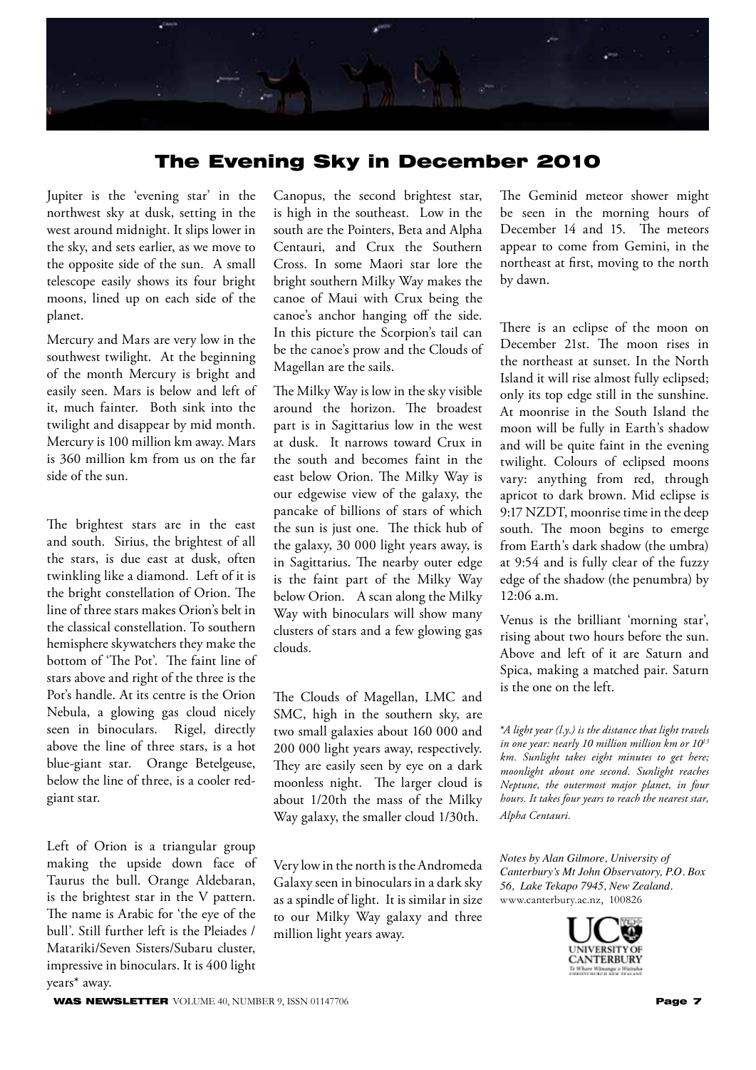# The Evening Sky in December 2010

Jupiter is the 'evening star' in the northwest sky at dusk, setting in the west around midnight. It slips lower in the sky, and sets earlier, as we move to the opposite side of the sun. A small telescope easily shows its four bright moons, lined up on each side of the planet.

Mercury and Mars are very low in the southwest twilight. At the beginning of the month Mercury is bright and easily seen. Mars is below and left of it, much fainter. Both sink into the twilight and disappear by mid month. Mercury is 100 million km away. Mars is 360 million km from us on the far side of the sun.

The brightest stars are in the east and south. Sirius, the brightest of all the stars, is due east at dusk, often twinkling like a diamond. Left of it is the bright constellation of Orion. The line of three stars makes Orion's belt in the classical constellation. To southern hemisphere skywatchers they make the bottom of 'The Pot'. The faint line of stars above and right of the three is the Pot's handle. At its centre is the Orion Nebula, a glowing gas cloud nicely seen in binoculars. Rigel, directly above the line of three stars, is a hot blue-giant star. Orange Betelgeuse, below the line of three, is a cooler red-giant star.

Left of Orion is a triangular group making the upside down face of Taurus the bull. Orange Aldebaran, is the brightest star in the V pattern. The name is Arabic for 'the eye of the bull'. Still further left is the Pleiades / Matariki/Seven Sisters/Subaru cluster, impressive in binoculars. It is 400 light years* away.

Canopus, the second brightest star, is high in the southeast. Low in the south are the Pointers, Beta and Alpha Centauri, and Crux the Southern Cross. In some Maori star lore the bright southern Milky Way makes the canoe of Maui with Crux being the canoe's anchor hanging off the side. In this picture the Scorpion's tail can be the canoe's prow and the Clouds of Magellan are the sails.

The Milky Way is low in the sky visible around the horizon. The broadest part is in Sagittarius low in the west at dusk. It narrows toward Crux in the south and becomes faint in the east below Orion. The Milky Way is our edgewise view of the galaxy, the pancake of billions of stars of which the sun is just one. The thick hub of the galaxy, 30 000 light years away, is in Sagittarius. The nearby outer edge is the faint part of the Milky Way below Orion. A scan along the Milky Way with binoculars will show many clusters of stars and a few glowing gas clouds.

The Clouds of Magellan, LMC and SMC, high in the southern sky, are two small galaxies about 160 000 and 200 000 light years away, respectively. They are easily seen by eye on a dark moonless night. The larger cloud is about 1/20th the mass of the Milky Way galaxy, the smaller cloud 1/30th.

Very low in the north is the Andromeda Galaxy seen in binoculars in a dark sky as a spindle of light. It is similar in size to our Milky Way galaxy and three million light years away.

The Geminid meteor shower might be seen in the morning hours of December 14 and 15. The meteors appear to come from Gemini, in the northeast at first, moving to the north by dawn.

There is an eclipse of the moon on December 21st. The moon rises in the northeast at sunset. In the North Island it will rise almost fully eclipsed; only its top edge still in the sunshine. At moonrise in the South Island the moon will be fully in Earth's shadow and will be quite faint in the evening twilight. Colours of eclipsed moons vary: anything from red, through apricot to dark brown. Mid eclipse is 9:17 NZDT, moonrise time in the deep south. The moon begins to emerge from Earth's dark shadow (the umbra) at 9:54 and is fully clear of the fuzzy edge of the shadow (the penumbra) by 12:06 a.m.

Venus is the brilliant 'morning star', rising about two hours before the sun. Above and left of it are Saturn and Spica, making a matched pair. Saturn is the one on the left.

*\*A light year (l.y.) is the distance that light travels in one year: nearly 10 million million km or $10^{13}$ km. Sunlight takes eight minutes to get here; moonlight about one second. Sunlight reaches Neptune, the outermost major planet, in four hours. It takes four years to reach the nearest star, Alpha Centauri.*

*Notes by Alan Gilmore, University of Canterbury's Mt John Observatory, P.O. Box 56, Lake Tekapo 7945, New Zealand.*
www.canterbury.ac.nz, 100826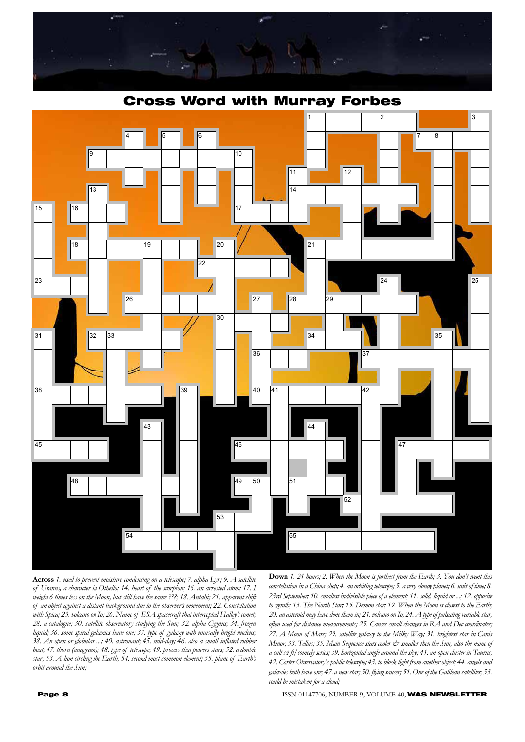# Cross Word with Murray Forbes

**Across** *1. used to prevent moisture condensing on a telescope; 7. alpha Lyr; 9. A satellite of Uranus, a character in Othello; 14. heart of the scorpion; 16. an arrested atom; 17. I weight 6 times less on the Moon, but still have the same ???; 18. Autabi; 21. apparent shift of an object against a distant background due to the observer's movement; 22. Constellation with Spica; 23. volcano on Io; 26. Name of ESA spacecraft that intercepted Halley's comet; 28. a catalogue; 30. satellite observatory studying the Sun; 32. alpha Cygnus; 34. frozen liquid; 36. some spiral galaxies have one; 37. type of galaxy with unusally bright nucleus; 38. An open or globular ...; 40. astronaut; 45. mid-day; 46. also a small inflated rubber boat; 47. thorn (anagram); 48. type of telescope; 49. process that powers stars; 52. a double star; 53. A lion circling the Earth; 54. second most common element; 55. plane of Earth's orbit around the Sun;*

**Down** *1. 24 hours; 2. When the Moon is furthest from the Earth; 3. You don't want this constellation in a China shop; 4. an orbiting telescope; 5. a very cloudy planet; 6. unit of time; 8. 23rd September; 10. smallest indivisible piece of a element; 11. solid, liquid or ...; 12. opposite to zenith; 13. The North Star; 15. Demon star; 19. When the Moon is closest to the Earth; 20. an asteroid may have done them in; 21. volcano on Io; 24. A type of pulsating variable star, often used for distance measurements; 25. Causes small changes in RA and Dec coordinates; 27. A Moon of Mars; 29. satellite galaxy to the Milky Way; 31. brightest star in Canis Minor; 33. Tellus; 35. Main Sequence stars cooler & smaller then the Sun, also the name of a cult sci fi/ comedy series; 39. horizontal angle around the sky; 41. an open cluster in Taurus; 42. Carter Observatory's public telescope; 43. to block light from another object; 44. angels and galaxies both have one; 47. a new star; 50. flying saucer; 51. One of the Galilean satellites; 53. could be mistaken for a cloud;*